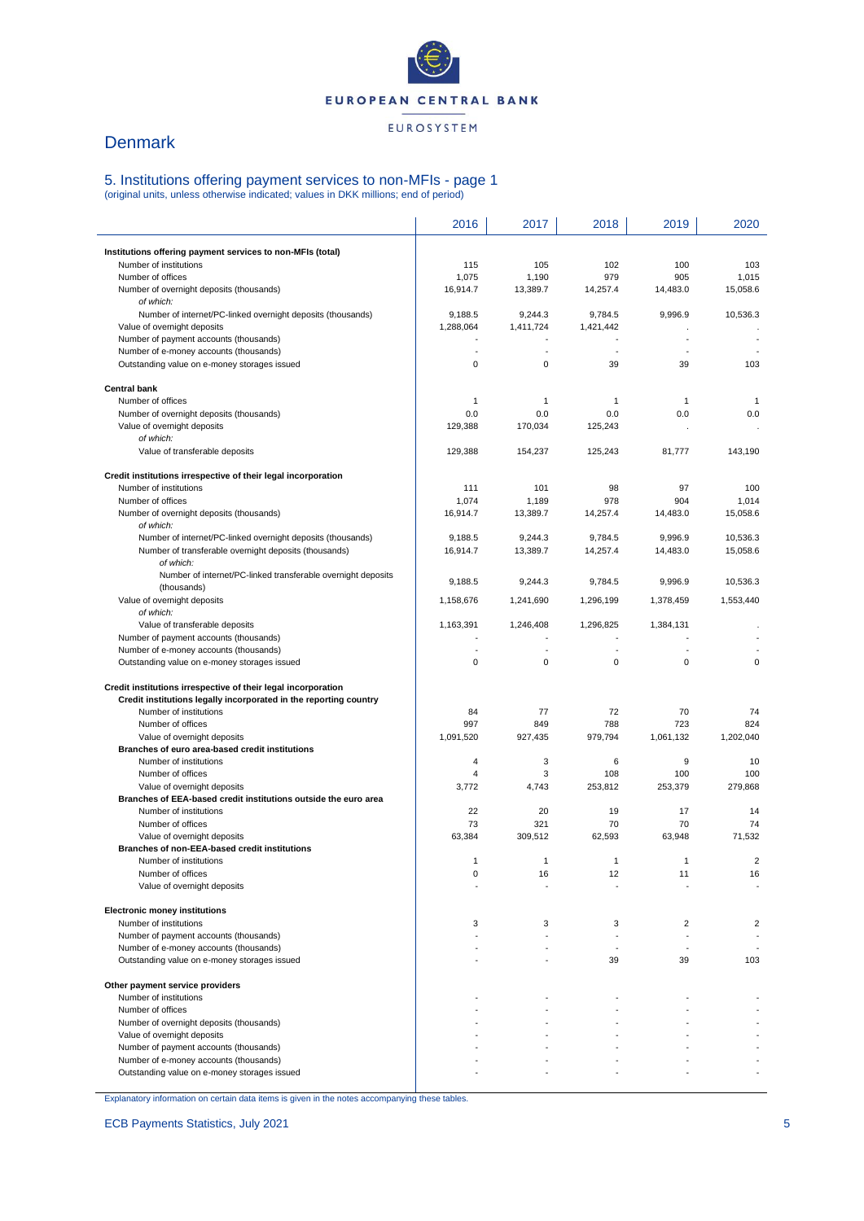# Denmark

## 5. Institutions offering payment services to non-MFIs - page 1

(original units, unless otherwise indicated; values in DKK millions; end of period)

| | 2016 | 2017 | 2018 | 2019 | 2020 |
|---|---|---|---|---|---|
| **Institutions offering payment services to non-MFIs (total)** | | | | | |
| Number of institutions | 115 | 105 | 102 | 100 | 103 |
| Number of offices | 1,075 | 1,190 | 979 | 905 | 1,015 |
| Number of overnight deposits (thousands) | 16,914.7 | 13,389.7 | 14,257.4 | 14,483.0 | 15,058.6 |
| *of which:* | | | | | |
| Number of internet/PC-linked overnight deposits (thousands) | 9,188.5 | 9,244.3 | 9,784.5 | 9,996.9 | 10,536.3 |
| Value of overnight deposits | 1,288,064 | 1,411,724 | 1,421,442 | . | . |
| Number of payment accounts (thousands) | - | - | - | - | - |
| Number of e-money accounts (thousands) | - | - | - | - | - |
| Outstanding value on e-money storages issued | 0 | 0 | 39 | 39 | 103 |
| **Central bank** | | | | | |
| Number of offices | 1 | 1 | 1 | 1 | 1 |
| Number of overnight deposits (thousands) | 0.0 | 0.0 | 0.0 | 0.0 | 0.0 |
| Value of overnight deposits | 129,388 | 170,034 | 125,243 | . | . |
| *of which:* | | | | | |
| Value of transferable deposits | 129,388 | 154,237 | 125,243 | 81,777 | 143,190 |
| **Credit institutions irrespective of their legal incorporation** | | | | | |
| Number of institutions | 111 | 101 | 98 | 97 | 100 |
| Number of offices | 1,074 | 1,189 | 978 | 904 | 1,014 |
| Number of overnight deposits (thousands) | 16,914.7 | 13,389.7 | 14,257.4 | 14,483.0 | 15,058.6 |
| *of which:* | | | | | |
| Number of internet/PC-linked overnight deposits (thousands) | 9,188.5 | 9,244.3 | 9,784.5 | 9,996.9 | 10,536.3 |
| Number of transferable overnight deposits (thousands) | 16,914.7 | 13,389.7 | 14,257.4 | 14,483.0 | 15,058.6 |
| *of which:* | | | | | |
| Number of internet/PC-linked transferable overnight deposits (thousands) | 9,188.5 | 9,244.3 | 9,784.5 | 9,996.9 | 10,536.3 |
| Value of overnight deposits | 1,158,676 | 1,241,690 | 1,296,199 | 1,378,459 | 1,553,440 |
| *of which:* | | | | | |
| Value of transferable deposits | 1,163,391 | 1,246,408 | 1,296,825 | 1,384,131 | . |
| Number of payment accounts (thousands) | - | - | - | - | - |
| Number of e-money accounts (thousands) | - | - | - | - | - |
| Outstanding value on e-money storages issued | 0 | 0 | 0 | 0 | 0 |
| **Credit institutions irrespective of their legal incorporation** | | | | | |
| **Credit institutions legally incorporated in the reporting country** | | | | | |
| Number of institutions | 84 | 77 | 72 | 70 | 74 |
| Number of offices | 997 | 849 | 788 | 723 | 824 |
| Value of overnight deposits | 1,091,520 | 927,435 | 979,794 | 1,061,132 | 1,202,040 |
| **Branches of euro area-based credit institutions** | | | | | |
| Number of institutions | 4 | 3 | 6 | 9 | 10 |
| Number of offices | 4 | 3 | 108 | 100 | 100 |
| Value of overnight deposits | 3,772 | 4,743 | 253,812 | 253,379 | 279,868 |
| **Branches of EEA-based credit institutions outside the euro area** | | | | | |
| Number of institutions | 22 | 20 | 19 | 17 | 14 |
| Number of offices | 73 | 321 | 70 | 70 | 74 |
| Value of overnight deposits | 63,384 | 309,512 | 62,593 | 63,948 | 71,532 |
| **Branches of non-EEA-based credit institutions** | | | | | |
| Number of institutions | 1 | 1 | 1 | 1 | 2 |
| Number of offices | 0 | 16 | 12 | 11 | 16 |
| Value of overnight deposits | - | - | - | - | - |
| **Electronic money institutions** | | | | | |
| Number of institutions | 3 | 3 | 3 | 2 | 2 |
| Number of payment accounts (thousands) | - | - | - | - | - |
| Number of e-money accounts (thousands) | - | - | - | - | - |
| Outstanding value on e-money storages issued | - | - | 39 | 39 | 103 |
| **Other payment service providers** | | | | | |
| Number of institutions | - | - | - | - | - |
| Number of offices | - | - | - | - | - |
| Number of overnight deposits (thousands) | - | - | - | - | - |
| Value of overnight deposits | - | - | - | - | - |
| Number of payment accounts (thousands) | - | - | - | - | - |
| Number of e-money accounts (thousands) | - | - | - | - | - |
| Outstanding value on e-money storages issued | - | - | - | - | - |

Explanatory information on certain data items is given in the notes accompanying these tables.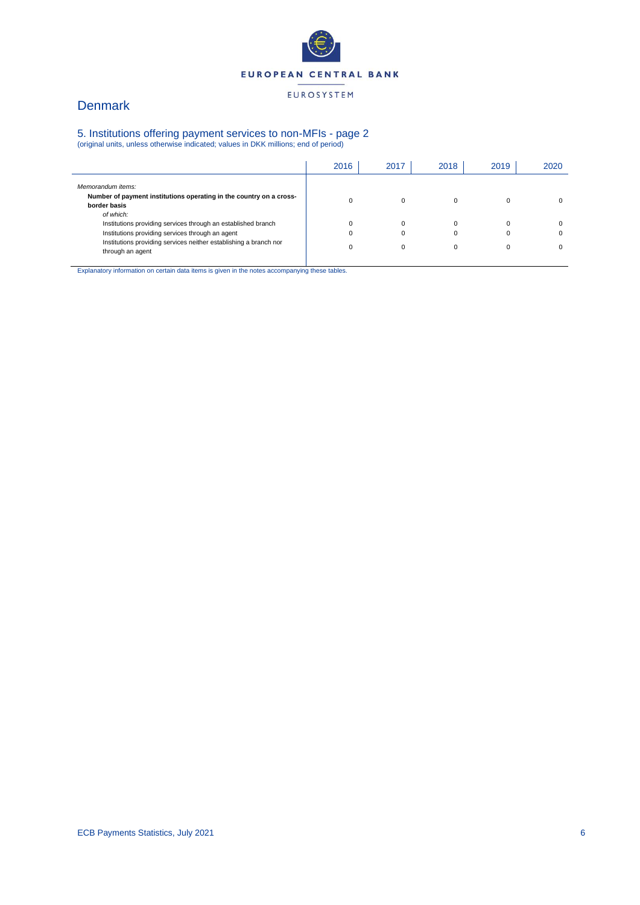# Denmark

## 5. Institutions offering payment services to non-MFIs - page 2

(original units, unless otherwise indicated; values in DKK millions; end of period)

| | 2016 | 2017 | 2018 | 2019 | 2020 |
|---|---|---|---|---|---|
| *Memorandum items:* | | | | | |
| **Number of payment institutions operating in the country on a cross-border basis** | 0 | 0 | 0 | 0 | 0 |
| *of which:* | | | | | |
| Institutions providing services through an established branch | 0 | 0 | 0 | 0 | 0 |
| Institutions providing services through an agent | 0 | 0 | 0 | 0 | 0 |
| Institutions providing services neither establishing a branch nor through an agent | 0 | 0 | 0 | 0 | 0 |

Explanatory information on certain data items is given in the notes accompanying these tables.